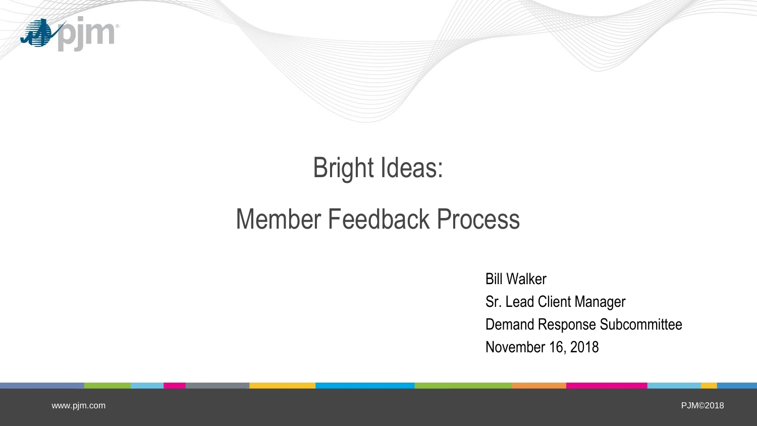# Bright Ideas:

# Member Feedback Process

Bill Walker

Sr. Lead Client Manager

Demand Response Subcommittee

November 16, 2018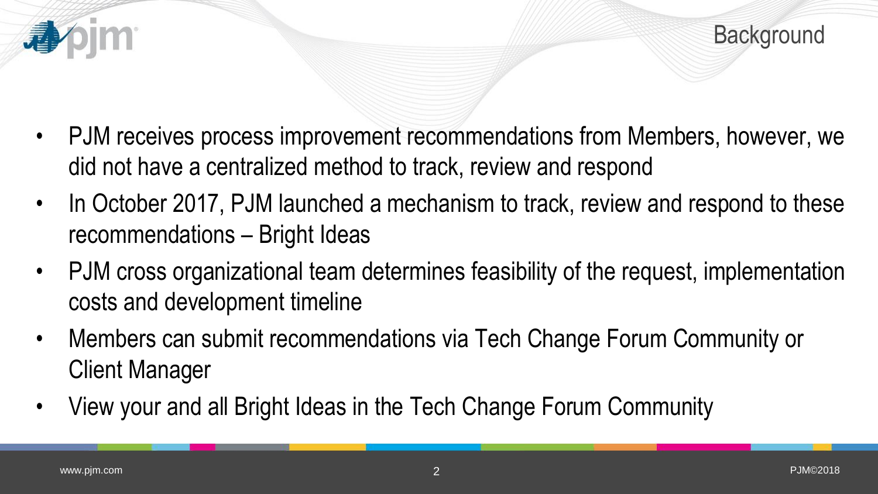# Background

- PJM receives process improvement recommendations from Members, however, we did not have a centralized method to track, review and respond
- In October 2017, PJM launched a mechanism to track, review and respond to these recommendations – Bright Ideas
- PJM cross organizational team determines feasibility of the request, implementation costs and development timeline
- Members can submit recommendations via Tech Change Forum Community or Client Manager
- View your and all Bright Ideas in the Tech Change Forum Community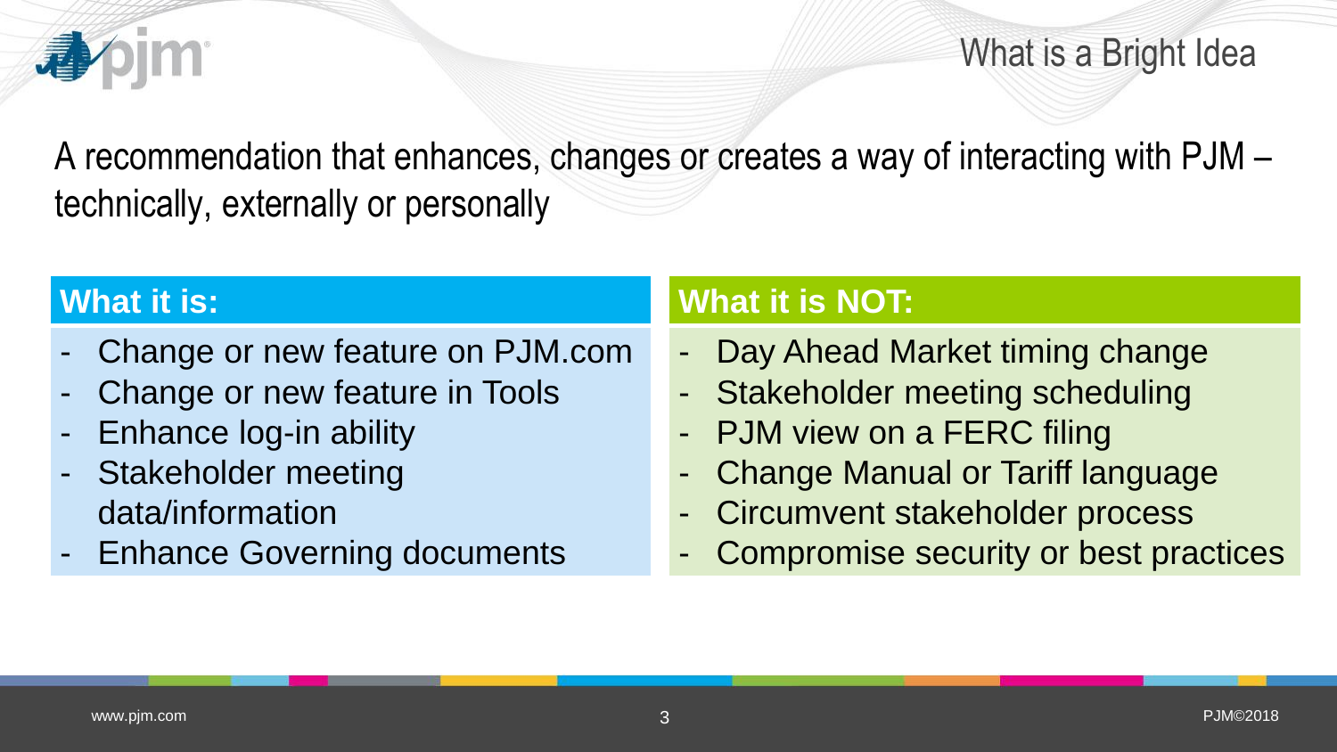# What is a Bright Idea

A recommendation that enhances, changes or creates a way of interacting with PJM – technically, externally or personally

| What it is: | What it is NOT: |
|---|---|
| - Change or new feature on PJM.com | - Day Ahead Market timing change |
| - Change or new feature in Tools | - Stakeholder meeting scheduling |
| - Enhance log-in ability | - PJM view on a FERC filing |
| - Stakeholder meeting data/information | - Change Manual or Tariff language |
| - Enhance Governing documents | - Circumvent stakeholder process |
| | - Compromise security or best practices |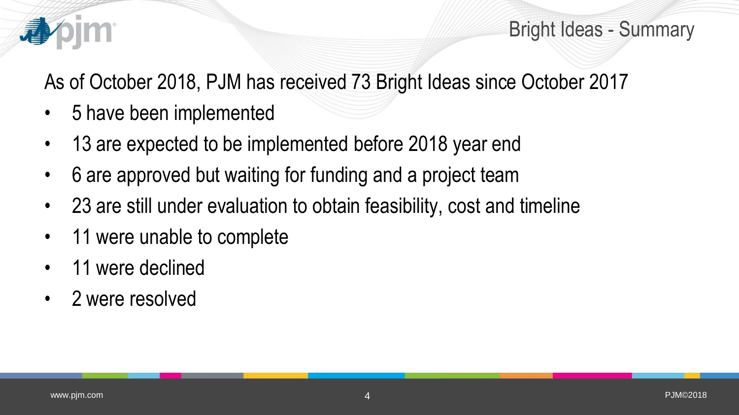# Bright Ideas - Summary

As of October 2018, PJM has received 73 Bright Ideas since October 2017

- 5 have been implemented
- 13 are expected to be implemented before 2018 year end
- 6 are approved but waiting for funding and a project team
- 23 are still under evaluation to obtain feasibility, cost and timeline
- 11 were unable to complete
- 11 were declined
- 2 were resolved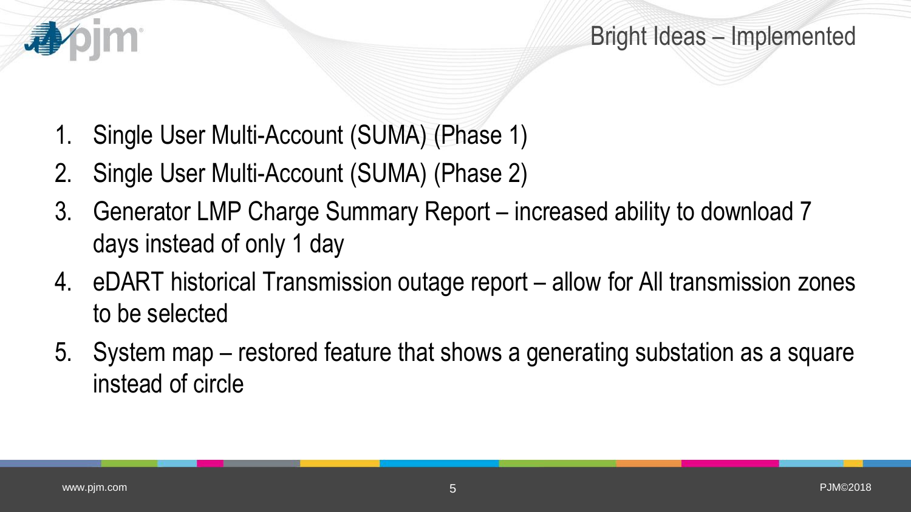# Bright Ideas – Implemented

1. Single User Multi-Account (SUMA) (Phase 1)
2. Single User Multi-Account (SUMA) (Phase 2)
3. Generator LMP Charge Summary Report – increased ability to download 7 days instead of only 1 day
4. eDART historical Transmission outage report – allow for All transmission zones to be selected
5. System map – restored feature that shows a generating substation as a square instead of circle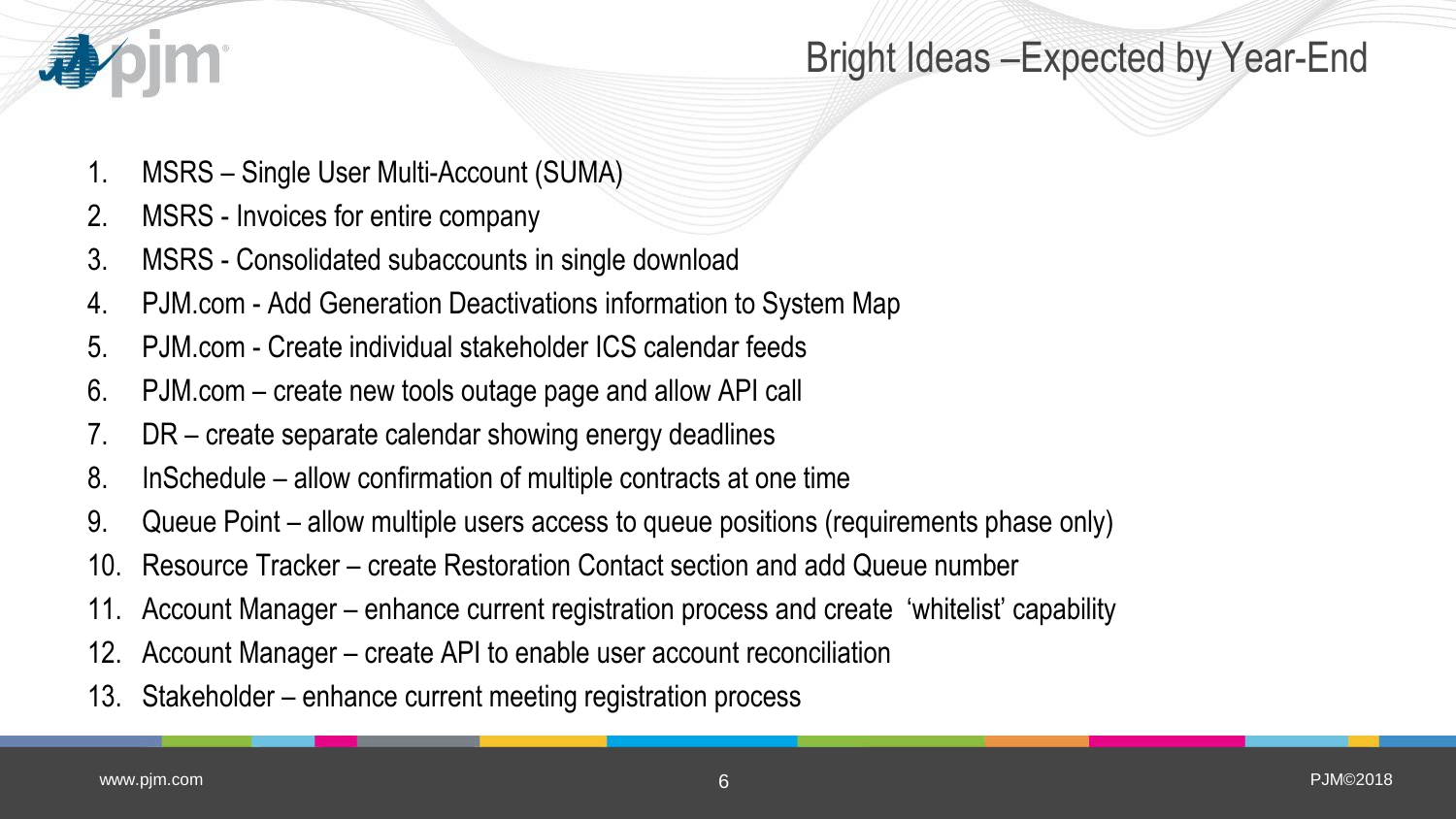# Bright Ideas –Expected by Year-End

1. MSRS – Single User Multi-Account (SUMA)
2. MSRS - Invoices for entire company
3. MSRS - Consolidated subaccounts in single download
4. PJM.com - Add Generation Deactivations information to System Map
5. PJM.com - Create individual stakeholder ICS calendar feeds
6. PJM.com – create new tools outage page and allow API call
7. DR – create separate calendar showing energy deadlines
8. InSchedule – allow confirmation of multiple contracts at one time
9. Queue Point – allow multiple users access to queue positions (requirements phase only)
10. Resource Tracker – create Restoration Contact section and add Queue number
11. Account Manager – enhance current registration process and create 'whitelist' capability
12. Account Manager – create API to enable user account reconciliation
13. Stakeholder – enhance current meeting registration process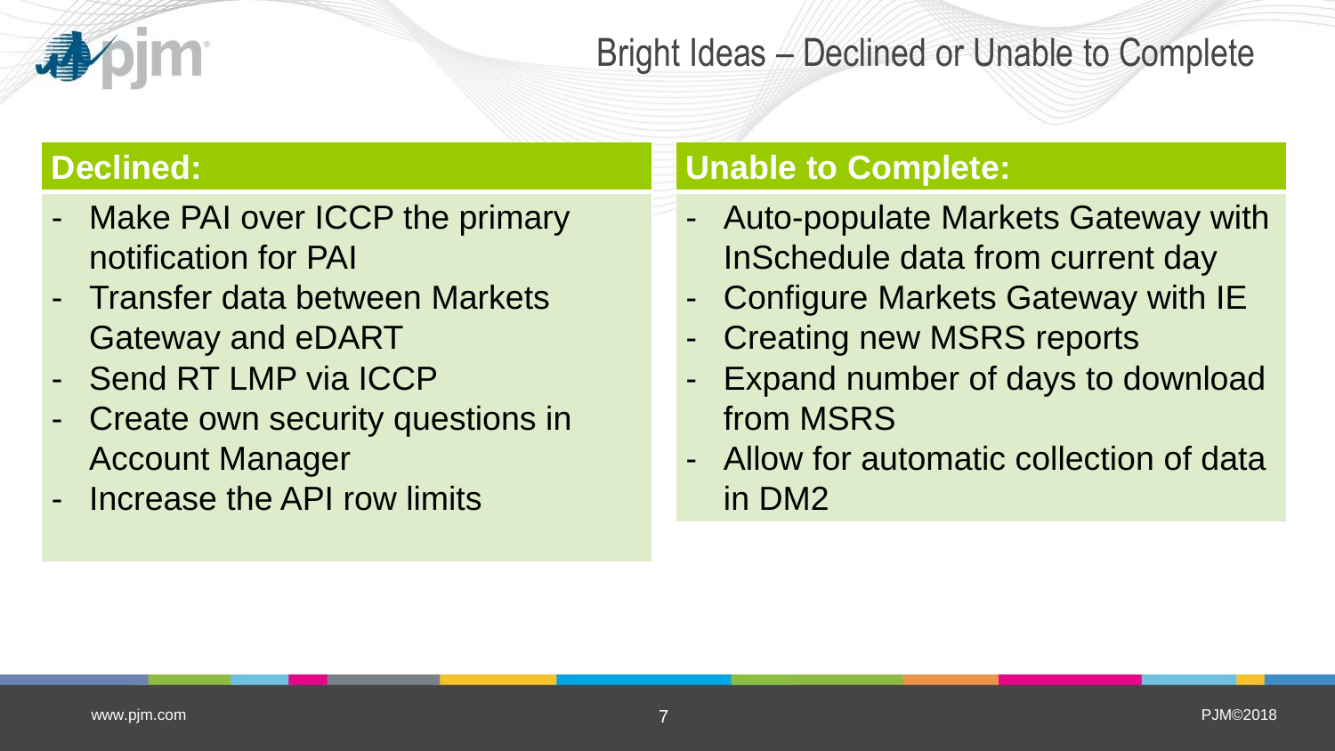# Bright Ideas – Declined or Unable to Complete

## Declined:

- Make PAI over ICCP the primary notification for PAI
- Transfer data between Markets Gateway and eDART
- Send RT LMP via ICCP
- Create own security questions in Account Manager
- Increase the API row limits

## Unable to Complete:

- Auto-populate Markets Gateway with InSchedule data from current day
- Configure Markets Gateway with IE
- Creating new MSRS reports
- Expand number of days to download from MSRS
- Allow for automatic collection of data in DM2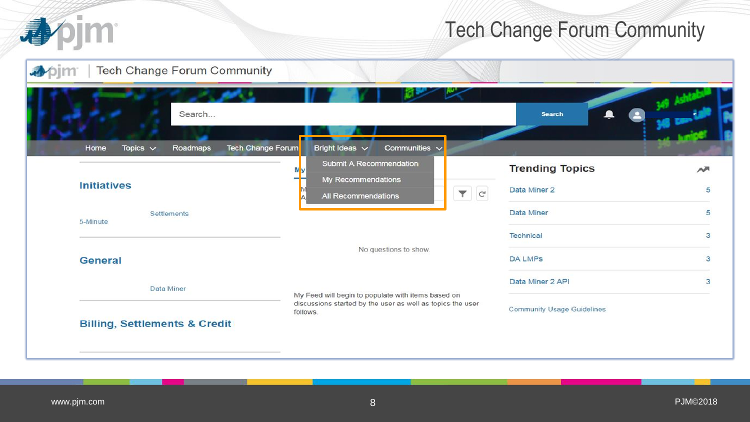# Tech Change Forum Community

Tech Change Forum Community

Search...

Search

Home | Topics | Roadmaps | Tech Change Forum | Bright Ideas | Communities

Bright Ideas:
- Submit A Recommendation
- My Recommendations
- All Recommendations

## Initiatives

Settlements

5-Minute

## General

Data Miner

## Billing, Settlements & Credit

No questions to show.

My Feed will begin to populate with items based on discussions started by the user as well as topics the user follows.

## Trending Topics

| Topic | Count |
| --- | --- |
| Data Miner 2 | 5 |
| Data Miner | 5 |
| Technical | 3 |
| DA LMPs | 3 |
| Data Miner 2 API | 3 |

Community Usage Guidelines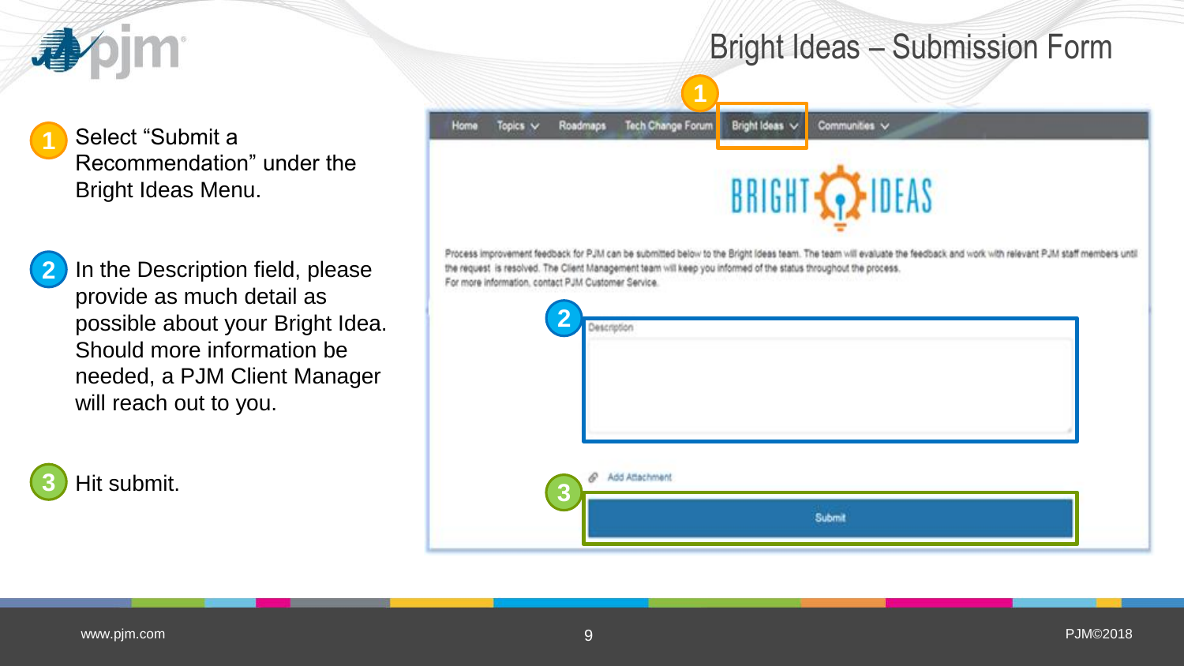# Bright Ideas – Submission Form

1. Select "Submit a Recommendation" under the Bright Ideas Menu.

2. In the Description field, please provide as much detail as possible about your Bright Idea. Should more information be needed, a PJM Client Manager will reach out to you.

3. Hit submit.

Home | Topics | Roadmaps | Tech Change Forum | Bright Ideas | Communities

BRIGHT IDEAS

Process improvement feedback for PJM can be submitted below to the Bright Ideas team. The team will evaluate the feedback and work with relevant PJM staff members until the request is resolved. The Client Management team will keep you informed of the status throughout the process.
For more information, contact PJM Customer Service.

Description

Add Attachment

Submit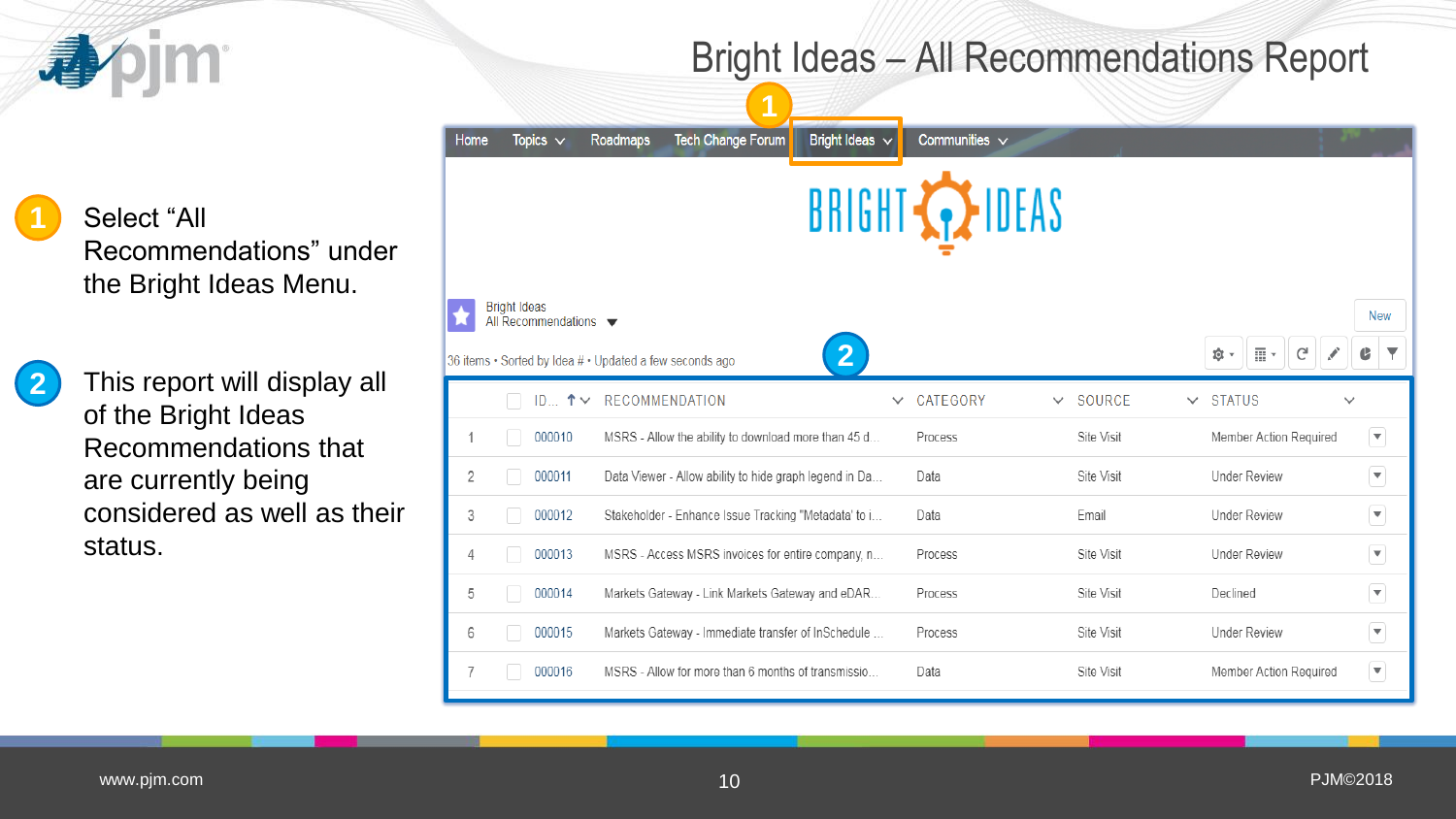# Bright Ideas – All Recommendations Report

1. Select "All Recommendations" under the Bright Ideas Menu.

2. This report will display all of the Bright Ideas Recommendations that are currently being considered as well as their status.

Home | Topics | Roadmaps | Tech Change Forum | Bright Ideas | Communities

BRIGHT IDEAS

Bright Ideas
All Recommendations

New

36 items • Sorted by Idea # • Updated a few seconds ago

| | ID... | RECOMMENDATION | CATEGORY | SOURCE | STATUS |
|---|---|---|---|---|---|
| 1 | 000010 | MSRS - Allow the ability to download more than 45 d... | Process | Site Visit | Member Action Required |
| 2 | 000011 | Data Viewer - Allow ability to hide graph legend in Da... | Data | Site Visit | Under Review |
| 3 | 000012 | Stakeholder - Enhance Issue Tracking "Metadata' to i... | Data | Email | Under Review |
| 4 | 000013 | MSRS - Access MSRS invoices for entire company, n... | Process | Site Visit | Under Review |
| 5 | 000014 | Markets Gateway - Link Markets Gateway and eDAR... | Process | Site Visit | Declined |
| 6 | 000015 | Markets Gateway - Immediate transfer of InSchedule ... | Process | Site Visit | Under Review |
| 7 | 000016 | MSRS - Allow for more than 6 months of transmissio... | Data | Site Visit | Member Action Required |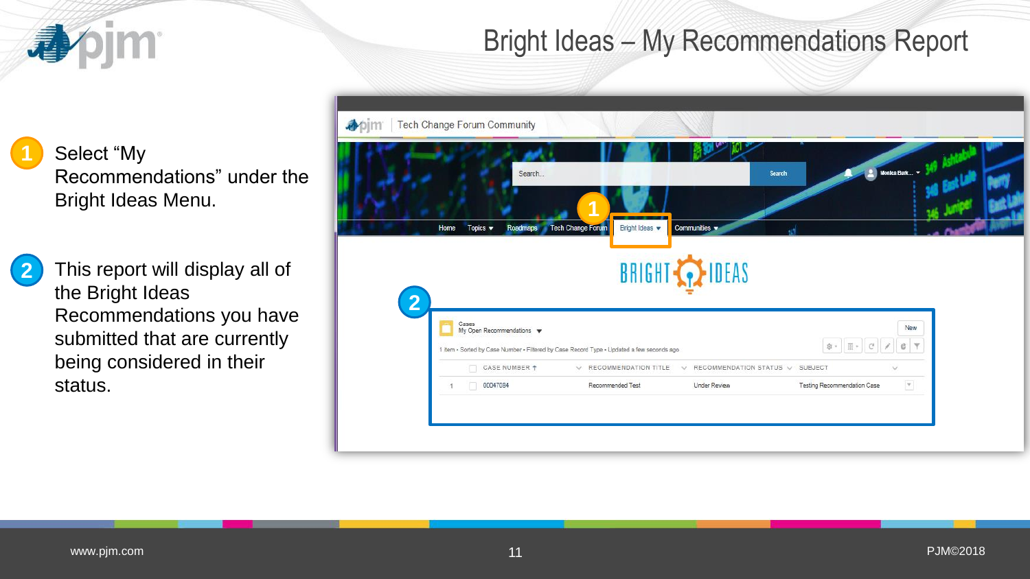# Bright Ideas – My Recommendations Report

1. Select "My Recommendations" under the Bright Ideas Menu.

2. This report will display all of the Bright Ideas Recommendations you have submitted that are currently being considered in their status.

Tech Change Forum Community

Home | Topics | Roadmaps | Tech Change Forum | Bright Ideas | Communities

BRIGHT IDEAS

Cases
My Open Recommendations

1 item • Sorted by Case Number • Filtered by Case Record Type • Updated a few seconds ago

| | CASE NUMBER | RECOMMENDATION TITLE | RECOMMENDATION STATUS | SUBJECT |
|---|---|---|---|---|
| 1 | 00047084 | Recommended Test | Under Review | Testing Recommendation Case |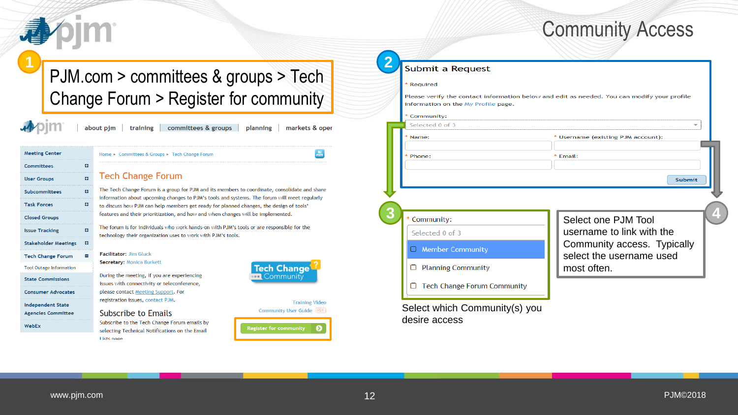# Community Access

**1** PJM.com > committees & groups > Tech Change Forum > Register for community

about pjm | training | committees & groups | planning | markets & oper

- Meeting Center
- Committees
- User Groups
- Subcommittees
- Task Forces
- Closed Groups
- Issue Tracking
- Stakeholder Meetings
- Tech Change Forum
- Tool Outage Information
- State Commissions
- Consumer Advocates
- Independent State Agencies Committee
- WebEx

Home ▸ Committees & Groups ▸ Tech Change Forum

## Tech Change Forum

The Tech Change Forum is a group for PJM and its members to coordinate, consolidate and share information about upcoming changes to PJM's tools and systems. The forum will meet regularly to discuss how PJM can help members get ready for planned changes, the design of tools' features and their prioritization, and how and when changes will be implemented.

The forum is for individuals who work hands-on with PJM's tools or are responsible for the technology their organization uses to work with PJM's tools.

**Facilitator:** Jim Gluck
**Secretary:** Monica Burkett

During the meeting, if you are experiencing issues with connectivity or teleconference, please contact Meeting Support. For registration issues, contact PJM.

Tech Change Community

Training Video
Community User Guide (PDF)

### Subscribe to Emails

Subscribe to the Tech Change Forum emails by selecting Technical Notifications on the Email Lists page.

Register for community

**2** Submit a Request

\* Required

Please verify the contact information below and edit as needed. You can modify your profile information on the My Profile page.

\* Community: Selected 0 of 3

\* Name: | \* Username (existing PJM account):

\* Phone: | \* Email:

Submit

**3** \* Community:

Selected 0 of 3

- ☐ Member Community
- ☐ Planning Community
- ☐ Tech Change Forum Community

Select which Community(s) you desire access

**4** Select one PJM Tool username to link with the Community access. Typically select the username used most often.

www.pjm.com

PJM©2018